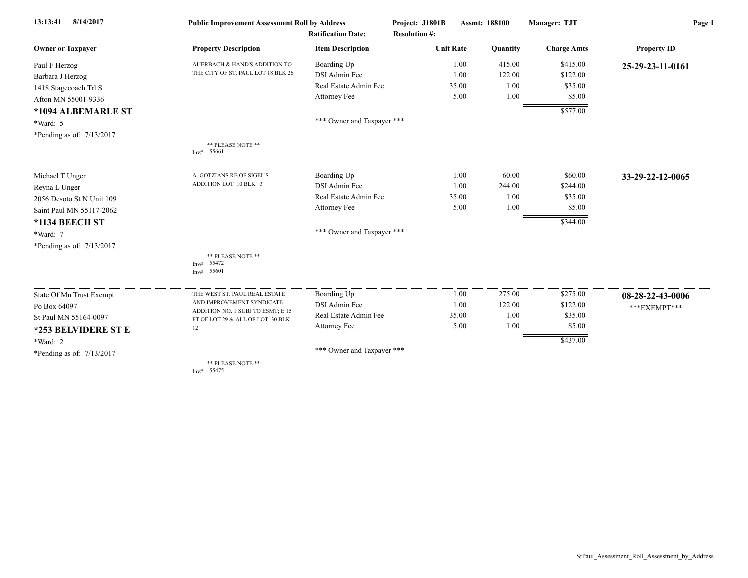13:13:41 8/14/2017

**Public Improvement Assessment Roll by Address** — Project: J1801B — Assmt: 188100 — Manager: TJT

Ratification Date: — Resolution #:

| Owner or Taxpayer | Property Description | Item Description | Unit Rate | Quantity | Charge Amts | Property ID |
|---|---|---|---|---|---|---|
| Paul F Herzog<br>Barbara J Herzog<br>1418 Stagecoach Trl S<br>Afton MN 55001-9336<br>**\*1094 ALBEMARLE ST**<br>\*Ward: 5<br>\*Pending as of: 7/13/2017 | AUERBACH & HAND'S ADDITION TO THE CITY OF ST. PAUL LOT 18 BLK 26<br><br>\*\* PLEASE NOTE \*\*<br>Inv# 55661 | Boarding Up<br>DSI Admin Fee<br>Real Estate Admin Fee<br>Attorney Fee<br><br>\*\*\* Owner and Taxpayer \*\*\* | 1.00<br>1.00<br>35.00<br>5.00 | 415.00<br>122.00<br>1.00<br>1.00 | $415.00<br>$122.00<br>$35.00<br>$5.00<br>$577.00 | **25-29-23-11-0161** |
| Michael T Unger<br>Reyna L Unger<br>2056 Desoto St N Unit 109<br>Saint Paul MN 55117-2062<br>**\*1134 BEECH ST**<br>\*Ward: 7<br>\*Pending as of: 7/13/2017 | A. GOTZIANS RE OF SIGEL'S ADDITION LOT 10 BLK 3<br><br>\*\* PLEASE NOTE \*\*<br>Inv# 55472<br>Inv# 55601 | Boarding Up<br>DSI Admin Fee<br>Real Estate Admin Fee<br>Attorney Fee<br><br>\*\*\* Owner and Taxpayer \*\*\* | 1.00<br>1.00<br>35.00<br>5.00 | 60.00<br>244.00<br>1.00<br>1.00 | $60.00<br>$244.00<br>$35.00<br>$5.00<br>$344.00 | **33-29-22-12-0065** |
| State Of Mn Trust Exempt<br>Po Box 64097<br>St Paul MN 55164-0097<br>**\*253 BELVIDERE ST E**<br>\*Ward: 2<br>\*Pending as of: 7/13/2017 | THE WEST ST. PAUL REAL ESTATE AND IMPROVEMENT SYNDICATE ADDITION NO. 1 SUBJ TO ESMT; E 15 FT OF LOT 29 & ALL OF LOT 30 BLK 12<br><br>\*\* PLEASE NOTE \*\*<br>Inv# 55475 | Boarding Up<br>DSI Admin Fee<br>Real Estate Admin Fee<br>Attorney Fee<br><br>\*\*\* Owner and Taxpayer \*\*\* | 1.00<br>1.00<br>35.00<br>5.00 | 275.00<br>122.00<br>1.00<br>1.00 | $275.00<br>$122.00<br>$35.00<br>$5.00<br>$437.00 | **08-28-22-43-0006**<br>\*\*\*EXEMPT\*\*\* |

StPaul_Assessment_Roll_Assessment_by_Address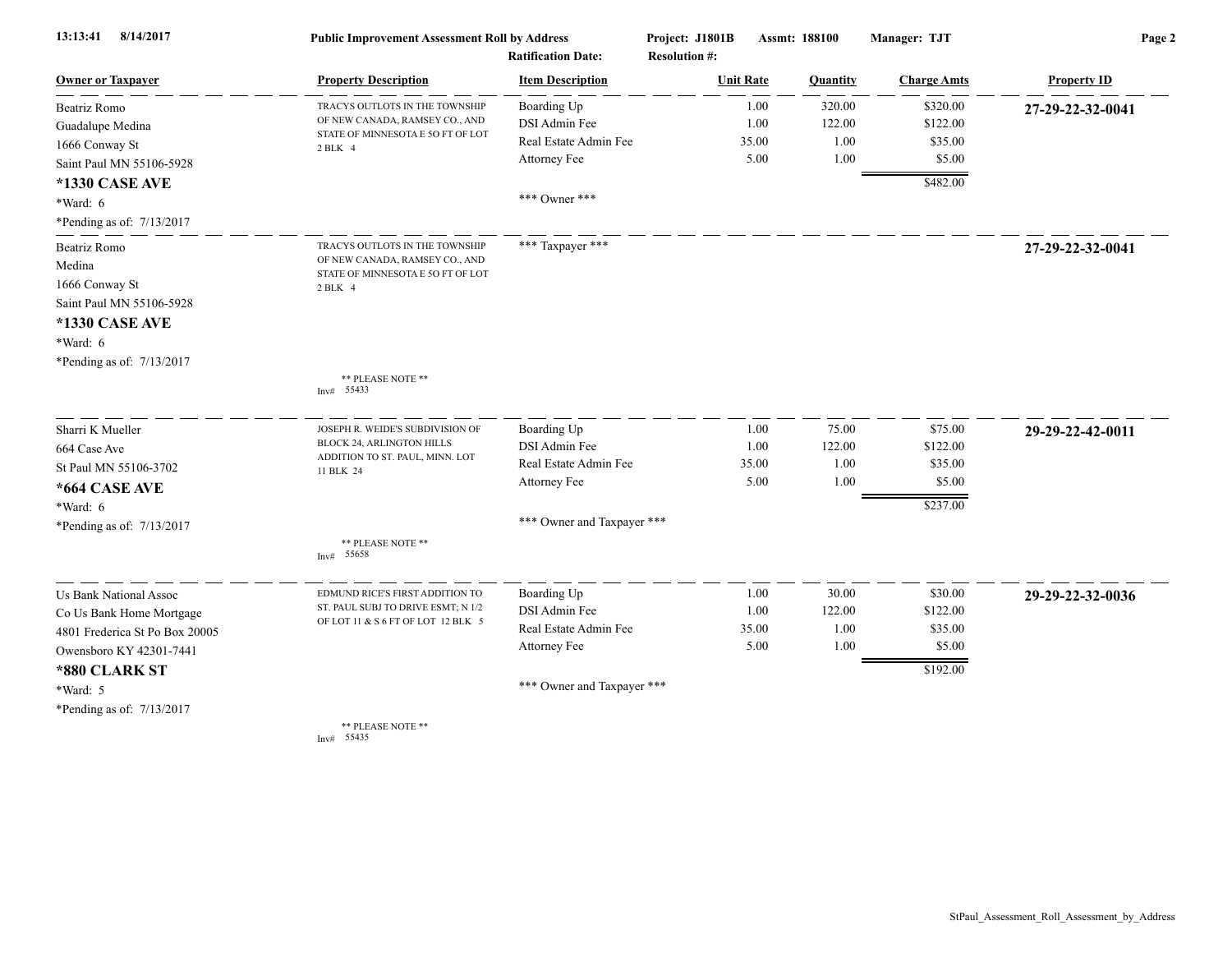13:13:41 8/14/2017 **Public Improvement Assessment Roll by Address** **Project: J1801B** **Assmt: 188100** **Manager: TJT**

**Ratification Date:** **Resolution #:**

| Owner or Taxpayer | Property Description | Item Description | Unit Rate | Quantity | Charge Amts | Property ID |
|---|---|---|---|---|---|---|
| Beatriz Romo<br>Guadalupe Medina<br>1666 Conway St<br>Saint Paul MN 55106-5928<br>**\*1330 CASE AVE**<br>\*Ward: 6<br>\*Pending as of: 7/13/2017 | TRACYS OUTLOTS IN THE TOWNSHIP OF NEW CANADA, RAMSEY CO., AND STATE OF MINNESOTA E 5O FT OF LOT 2 BLK 4 | Boarding Up<br>DSI Admin Fee<br>Real Estate Admin Fee<br>Attorney Fee<br><br>\*\*\* Owner \*\*\* | 1.00<br>1.00<br>35.00<br>5.00 | 320.00<br>122.00<br>1.00<br>1.00 | $320.00<br>$122.00<br>$35.00<br>$5.00<br>$482.00 | **27-29-22-32-0041** |
| Beatriz Romo<br>Medina<br>1666 Conway St<br>Saint Paul MN 55106-5928<br>**\*1330 CASE AVE**<br>\*Ward: 6<br>\*Pending as of: 7/13/2017 | TRACYS OUTLOTS IN THE TOWNSHIP OF NEW CANADA, RAMSEY CO., AND STATE OF MINNESOTA E 5O FT OF LOT 2 BLK 4<br><br>\*\* PLEASE NOTE \*\*<br>Inv# 55433 | \*\*\* Taxpayer \*\*\* | | | | **27-29-22-32-0041** |
| Sharri K Mueller<br>664 Case Ave<br>St Paul MN 55106-3702<br>**\*664 CASE AVE**<br>\*Ward: 6<br>\*Pending as of: 7/13/2017 | JOSEPH R. WEIDE'S SUBDIVISION OF BLOCK 24, ARLINGTON HILLS ADDITION TO ST. PAUL, MINN. LOT 11 BLK 24<br><br>\*\* PLEASE NOTE \*\*<br>Inv# 55658 | Boarding Up<br>DSI Admin Fee<br>Real Estate Admin Fee<br>Attorney Fee<br><br>\*\*\* Owner and Taxpayer \*\*\* | 1.00<br>1.00<br>35.00<br>5.00 | 75.00<br>122.00<br>1.00<br>1.00 | $75.00<br>$122.00<br>$35.00<br>$5.00<br>$237.00 | **29-29-22-42-0011** |
| Us Bank National Assoc<br>Co Us Bank Home Mortgage<br>4801 Frederica St Po Box 20005<br>Owensboro KY 42301-7441<br>**\*880 CLARK ST**<br>\*Ward: 5<br>\*Pending as of: 7/13/2017 | EDMUND RICE'S FIRST ADDITION TO ST. PAUL SUBJ TO DRIVE ESMT; N 1/2 OF LOT 11 & S 6 FT OF LOT 12 BLK 5<br><br>\*\* PLEASE NOTE \*\*<br>Inv# 55435 | Boarding Up<br>DSI Admin Fee<br>Real Estate Admin Fee<br>Attorney Fee<br><br>\*\*\* Owner and Taxpayer \*\*\* | 1.00<br>1.00<br>35.00<br>5.00 | 30.00<br>122.00<br>1.00<br>1.00 | $30.00<br>$122.00<br>$35.00<br>$5.00<br>$192.00 | **29-29-22-32-0036** |

StPaul_Assessment_Roll_Assessment_by_Address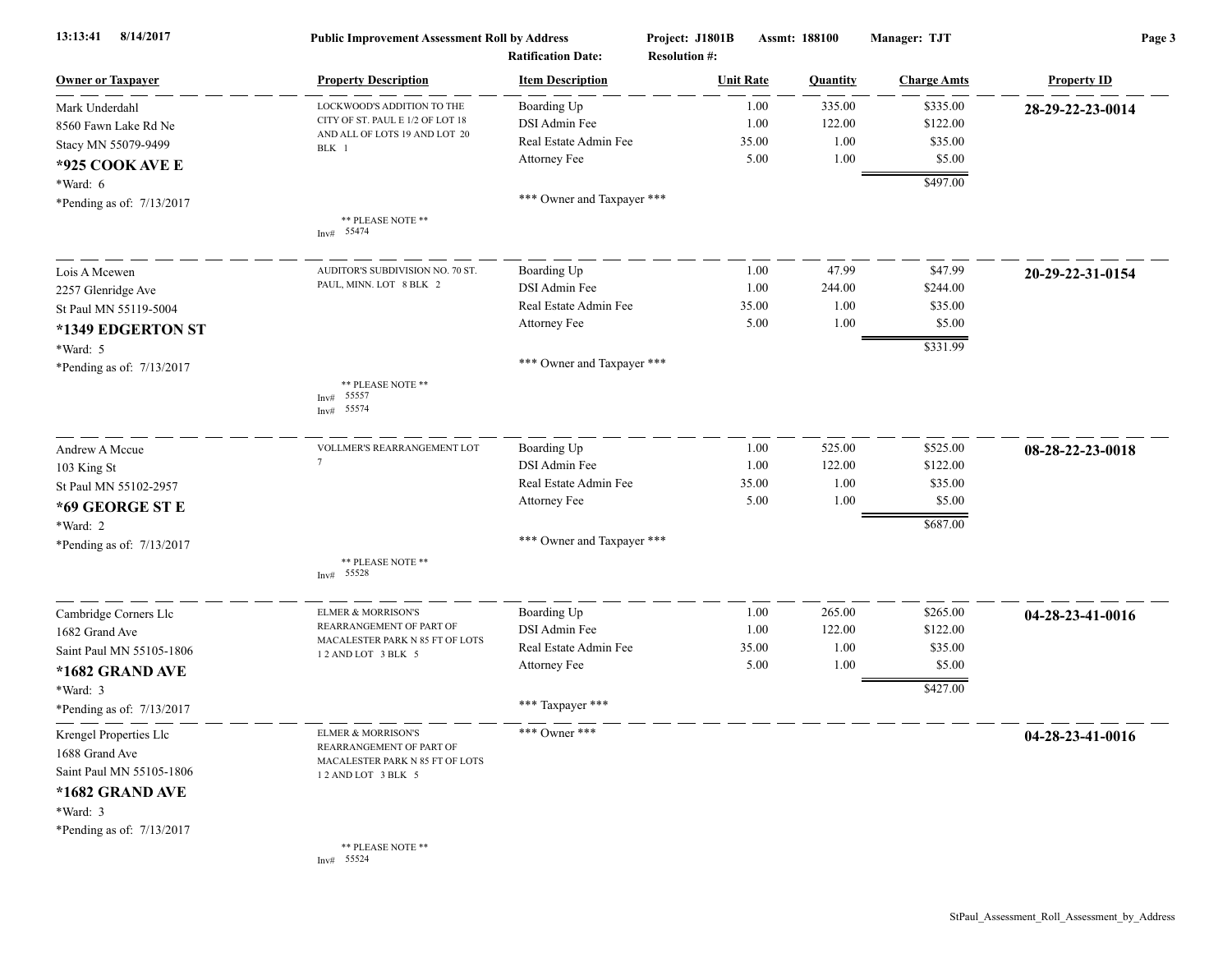**13:13:41 8/14/2017** | **Public Improvement Assessment Roll by Address** | **Project: J1801B** | **Assmt: 188100** | **Manager: TJT**

**Ratification Date:** | **Resolution #:**

| Owner or Taxpayer | Property Description | Item Description | Unit Rate | Quantity | Charge Amts | Property ID |
|---|---|---|---|---|---|---|
| Mark Underdahl<br>8560 Fawn Lake Rd Ne<br>Stacy MN 55079-9499<br>**\*925 COOK AVE E**<br>\*Ward: 6<br>\*Pending as of: 7/13/2017 | LOCKWOOD'S ADDITION TO THE CITY OF ST. PAUL E 1/2 OF LOT 18 AND ALL OF LOTS 19 AND LOT 20 BLK 1<br>** PLEASE NOTE **<br>Inv# 55474 | Boarding Up<br>DSI Admin Fee<br>Real Estate Admin Fee<br>Attorney Fee<br>*** Owner and Taxpayer *** | 1.00<br>1.00<br>35.00<br>5.00 | 335.00<br>122.00<br>1.00<br>1.00 | $335.00<br>$122.00<br>$35.00<br>$5.00<br>$497.00 | **28-29-22-23-0014** |
| Lois A Mcewen<br>2257 Glenridge Ave<br>St Paul MN 55119-5004<br>**\*1349 EDGERTON ST**<br>\*Ward: 5<br>\*Pending as of: 7/13/2017 | AUDITOR'S SUBDIVISION NO. 70 ST. PAUL, MINN. LOT 8 BLK 2<br>** PLEASE NOTE **<br>Inv# 55557<br>Inv# 55574 | Boarding Up<br>DSI Admin Fee<br>Real Estate Admin Fee<br>Attorney Fee<br>*** Owner and Taxpayer *** | 1.00<br>1.00<br>35.00<br>5.00 | 47.99<br>244.00<br>1.00<br>1.00 | $47.99<br>$244.00<br>$35.00<br>$5.00<br>$331.99 | **20-29-22-31-0154** |
| Andrew A Mccue<br>103 King St<br>St Paul MN 55102-2957<br>**\*69 GEORGE ST E**<br>\*Ward: 2<br>\*Pending as of: 7/13/2017 | VOLLMER'S REARRANGEMENT LOT 7<br>** PLEASE NOTE **<br>Inv# 55528 | Boarding Up<br>DSI Admin Fee<br>Real Estate Admin Fee<br>Attorney Fee<br>*** Owner and Taxpayer *** | 1.00<br>1.00<br>35.00<br>5.00 | 525.00<br>122.00<br>1.00<br>1.00 | $525.00<br>$122.00<br>$35.00<br>$5.00<br>$687.00 | **08-28-22-23-0018** |
| Cambridge Corners Llc<br>1682 Grand Ave<br>Saint Paul MN 55105-1806<br>**\*1682 GRAND AVE**<br>\*Ward: 3<br>\*Pending as of: 7/13/2017 | ELMER & MORRISON'S REARRANGEMENT OF PART OF MACALESTER PARK N 85 FT OF LOTS 1 2 AND LOT 3 BLK 5 | Boarding Up<br>DSI Admin Fee<br>Real Estate Admin Fee<br>Attorney Fee<br>*** Taxpayer *** | 1.00<br>1.00<br>35.00<br>5.00 | 265.00<br>122.00<br>1.00<br>1.00 | $265.00<br>$122.00<br>$35.00<br>$5.00<br>$427.00 | **04-28-23-41-0016** |
| Krengel Properties Llc<br>1688 Grand Ave<br>Saint Paul MN 55105-1806<br>**\*1682 GRAND AVE**<br>\*Ward: 3<br>\*Pending as of: 7/13/2017 | ELMER & MORRISON'S REARRANGEMENT OF PART OF MACALESTER PARK N 85 FT OF LOTS 1 2 AND LOT 3 BLK 5<br>** PLEASE NOTE **<br>Inv# 55524 | *** Owner *** | | | | **04-28-23-41-0016** |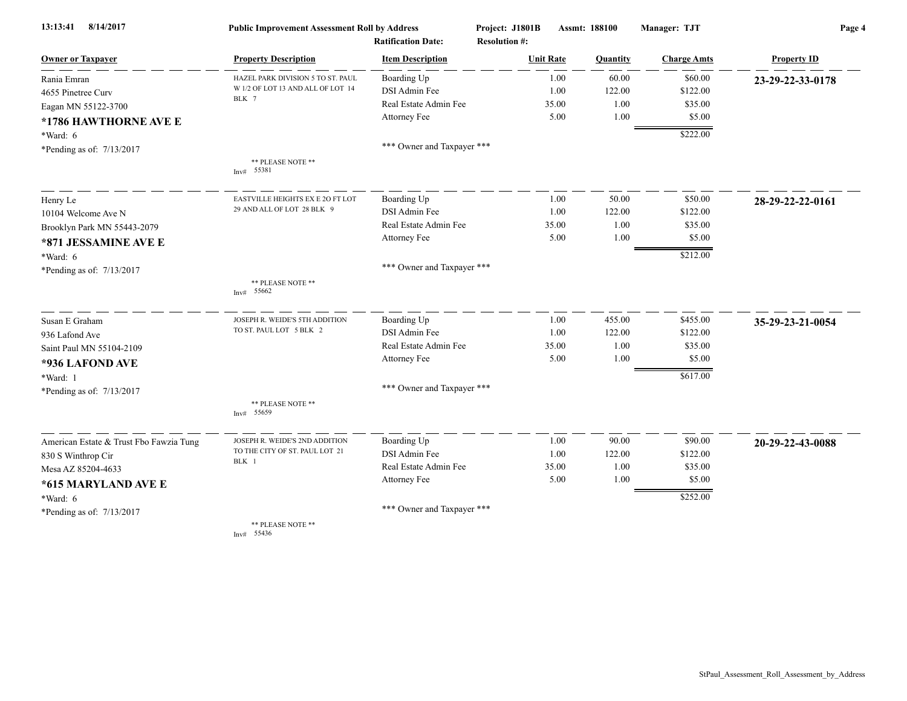**Public Improvement Assessment Roll by Address** | **Project: J1801B** | **Assmt: 188100** | **Manager: TJT**

**Ratification Date:** | **Resolution #:**

| Owner or Taxpayer | Property Description | Item Description | Unit Rate | Quantity | Charge Amts | Property ID |
|---|---|---|---|---|---|---|
| Rania Emran<br>4655 Pinetree Curv<br>Eagan MN 55122-3700<br>**\*1786 HAWTHORNE AVE E**<br>\*Ward: 6<br>\*Pending as of: 7/13/2017 | HAZEL PARK DIVISION 5 TO ST. PAUL W 1/2 OF LOT 13 AND ALL OF LOT 14 BLK 7<br>\*\* PLEASE NOTE \*\*<br>Inv# 55381 | Boarding Up<br>DSI Admin Fee<br>Real Estate Admin Fee<br>Attorney Fee<br>\*\*\* Owner and Taxpayer \*\*\* | 1.00<br>1.00<br>35.00<br>5.00 | 60.00<br>122.00<br>1.00<br>1.00 | $60.00<br>$122.00<br>$35.00<br>$5.00<br>$222.00 | **23-29-22-33-0178** |
| Henry Le<br>10104 Welcome Ave N<br>Brooklyn Park MN 55443-2079<br>**\*871 JESSAMINE AVE E**<br>\*Ward: 6<br>\*Pending as of: 7/13/2017 | EASTVILLE HEIGHTS EX E 2O FT LOT 29 AND ALL OF LOT 28 BLK 9<br>\*\* PLEASE NOTE \*\*<br>Inv# 55662 | Boarding Up<br>DSI Admin Fee<br>Real Estate Admin Fee<br>Attorney Fee<br>\*\*\* Owner and Taxpayer \*\*\* | 1.00<br>1.00<br>35.00<br>5.00 | 50.00<br>122.00<br>1.00<br>1.00 | $50.00<br>$122.00<br>$35.00<br>$5.00<br>$212.00 | **28-29-22-22-0161** |
| Susan E Graham<br>936 Lafond Ave<br>Saint Paul MN 55104-2109<br>**\*936 LAFOND AVE**<br>\*Ward: 1<br>\*Pending as of: 7/13/2017 | JOSEPH R. WEIDE'S 5TH ADDITION TO ST. PAUL LOT 5 BLK 2<br>\*\* PLEASE NOTE \*\*<br>Inv# 55659 | Boarding Up<br>DSI Admin Fee<br>Real Estate Admin Fee<br>Attorney Fee<br>\*\*\* Owner and Taxpayer \*\*\* | 1.00<br>1.00<br>35.00<br>5.00 | 455.00<br>122.00<br>1.00<br>1.00 | $455.00<br>$122.00<br>$35.00<br>$5.00<br>$617.00 | **35-29-23-21-0054** |
| American Estate & Trust Fbo Fawzia Tung<br>830 S Winthrop Cir<br>Mesa AZ 85204-4633<br>**\*615 MARYLAND AVE E**<br>\*Ward: 6<br>\*Pending as of: 7/13/2017 | JOSEPH R. WEIDE'S 2ND ADDITION TO THE CITY OF ST. PAUL LOT 21 BLK 1<br>\*\* PLEASE NOTE \*\*<br>Inv# 55436 | Boarding Up<br>DSI Admin Fee<br>Real Estate Admin Fee<br>Attorney Fee<br>\*\*\* Owner and Taxpayer \*\*\* | 1.00<br>1.00<br>35.00<br>5.00 | 90.00<br>122.00<br>1.00<br>1.00 | $90.00<br>$122.00<br>$35.00<br>$5.00<br>$252.00 | **20-29-22-43-0088** |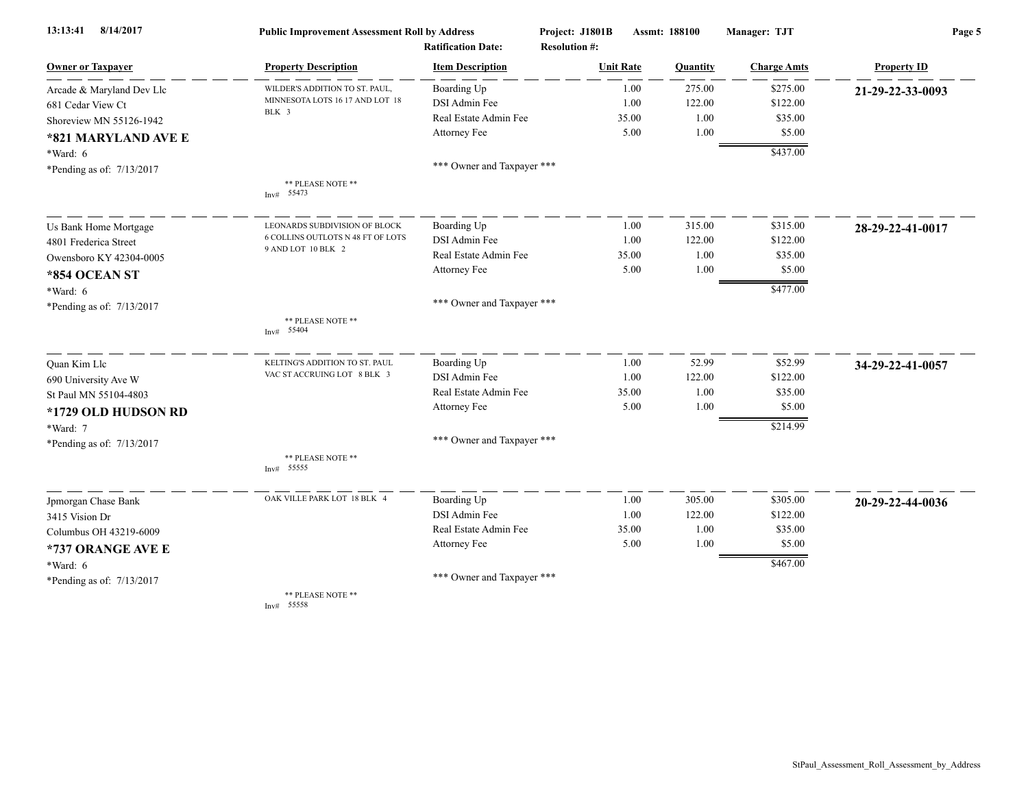13:13:41 8/14/2017 **Public Improvement Assessment Roll by Address** **Project: J1801B** **Assmt: 188100** **Manager: TJT**

**Ratification Date:** **Resolution #:**

| Owner or Taxpayer | Property Description | Item Description | Unit Rate | Quantity | Charge Amts | Property ID |
|---|---|---|---|---|---|---|
| Arcade & Maryland Dev Llc<br>681 Cedar View Ct<br>Shoreview MN 55126-1942<br>**\*821 MARYLAND AVE E**<br>*Ward: 6<br>*Pending as of: 7/13/2017 | WILDER'S ADDITION TO ST. PAUL, MINNESOTA LOTS 16 17 AND LOT 18 BLK 3<br><br>** PLEASE NOTE **<br>Inv# 55473 | Boarding Up<br>DSI Admin Fee<br>Real Estate Admin Fee<br>Attorney Fee<br><br>*** Owner and Taxpayer *** | 1.00<br>1.00<br>35.00<br>5.00 | 275.00<br>122.00<br>1.00<br>1.00 | $275.00<br>$122.00<br>$35.00<br>$5.00<br>$437.00 | **21-29-22-33-0093** |
| Us Bank Home Mortgage<br>4801 Frederica Street<br>Owensboro KY 42304-0005<br>**\*854 OCEAN ST**<br>*Ward: 6<br>*Pending as of: 7/13/2017 | LEONARDS SUBDIVISION OF BLOCK 6 COLLINS OUTLOTS N 48 FT OF LOTS 9 AND LOT 10 BLK 2<br><br>** PLEASE NOTE **<br>Inv# 55404 | Boarding Up<br>DSI Admin Fee<br>Real Estate Admin Fee<br>Attorney Fee<br><br>*** Owner and Taxpayer *** | 1.00<br>1.00<br>35.00<br>5.00 | 315.00<br>122.00<br>1.00<br>1.00 | $315.00<br>$122.00<br>$35.00<br>$5.00<br>$477.00 | **28-29-22-41-0017** |
| Quan Kim Llc<br>690 University Ave W<br>St Paul MN 55104-4803<br>**\*1729 OLD HUDSON RD**<br>*Ward: 7<br>*Pending as of: 7/13/2017 | KELTING'S ADDITION TO ST. PAUL VAC ST ACCRUING LOT 8 BLK 3<br><br>** PLEASE NOTE **<br>Inv# 55555 | Boarding Up<br>DSI Admin Fee<br>Real Estate Admin Fee<br>Attorney Fee<br><br>*** Owner and Taxpayer *** | 1.00<br>1.00<br>35.00<br>5.00 | 52.99<br>122.00<br>1.00<br>1.00 | $52.99<br>$122.00<br>$35.00<br>$5.00<br>$214.99 | **34-29-22-41-0057** |
| Jpmorgan Chase Bank<br>3415 Vision Dr<br>Columbus OH 43219-6009<br>**\*737 ORANGE AVE E**<br>*Ward: 6<br>*Pending as of: 7/13/2017 | OAK VILLE PARK LOT 18 BLK 4<br><br>** PLEASE NOTE **<br>Inv# 55558 | Boarding Up<br>DSI Admin Fee<br>Real Estate Admin Fee<br>Attorney Fee<br><br>*** Owner and Taxpayer *** | 1.00<br>1.00<br>35.00<br>5.00 | 305.00<br>122.00<br>1.00<br>1.00 | $305.00<br>$122.00<br>$35.00<br>$5.00<br>$467.00 | **20-29-22-44-0036** |

StPaul_Assessment_Roll_Assessment_by_Address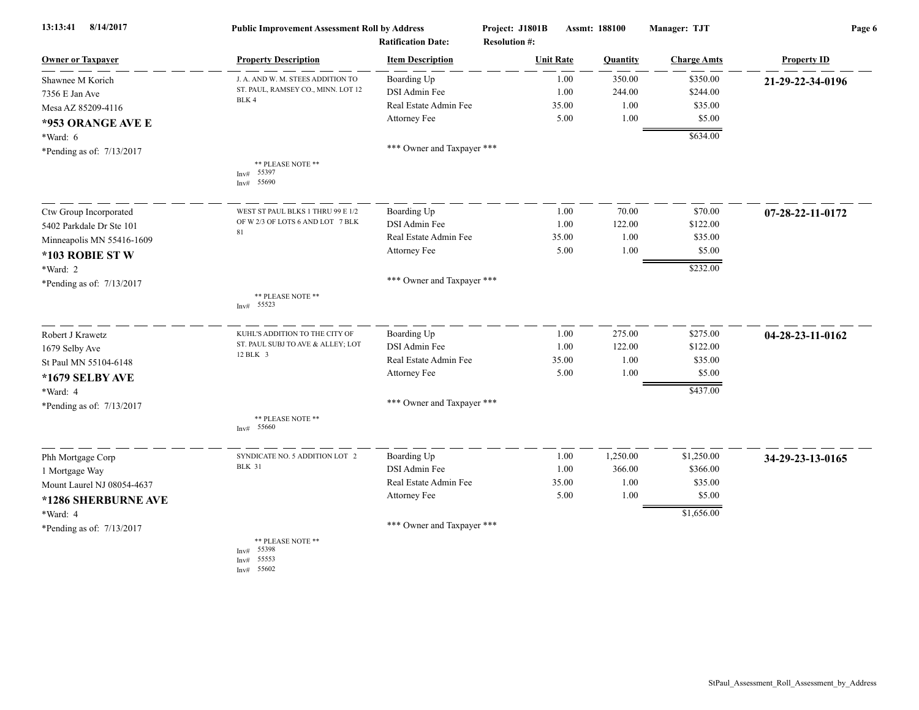13:13:41 8/14/2017 **Public Improvement Assessment Roll by Address** Project: J1801B Assmt: 188100 Manager: TJT

Ratification Date: Resolution #:

| Owner or Taxpayer | Property Description | Item Description | Unit Rate | Quantity | Charge Amts | Property ID |
|---|---|---|---|---|---|---|
| Shawnee M Korich<br>7356 E Jan Ave<br>Mesa AZ 85209-4116<br>**\*953 ORANGE AVE E**<br>\*Ward: 6<br>\*Pending as of: 7/13/2017 | J. A. AND W. M. STEES ADDITION TO ST. PAUL, RAMSEY CO., MINN. LOT 12 BLK 4<br><br>** PLEASE NOTE **<br>Inv# 55397<br>Inv# 55690 | Boarding Up | 1.00 | 350.00 | $350.00 | **21-29-22-34-0196** |
| | | DSI Admin Fee | 1.00 | 244.00 | $244.00 | |
| | | Real Estate Admin Fee | 35.00 | 1.00 | $35.00 | |
| | | Attorney Fee | 5.00 | 1.00 | $5.00 | |
| | | | | | $634.00 | |
| | | *** Owner and Taxpayer *** | | | | |
| Ctw Group Incorporated<br>5402 Parkdale Dr Ste 101<br>Minneapolis MN 55416-1609<br>**\*103 ROBIE ST W**<br>\*Ward: 2<br>\*Pending as of: 7/13/2017 | WEST ST PAUL BLKS 1 THRU 99 E 1/2 OF W 2/3 OF LOTS 6 AND LOT 7 BLK 81<br><br>** PLEASE NOTE **<br>Inv# 55523 | Boarding Up | 1.00 | 70.00 | $70.00 | **07-28-22-11-0172** |
| | | DSI Admin Fee | 1.00 | 122.00 | $122.00 | |
| | | Real Estate Admin Fee | 35.00 | 1.00 | $35.00 | |
| | | Attorney Fee | 5.00 | 1.00 | $5.00 | |
| | | | | | $232.00 | |
| | | *** Owner and Taxpayer *** | | | | |
| Robert J Krawetz<br>1679 Selby Ave<br>St Paul MN 55104-6148<br>**\*1679 SELBY AVE**<br>\*Ward: 4<br>\*Pending as of: 7/13/2017 | KUHL'S ADDITION TO THE CITY OF ST. PAUL SUBJ TO AVE & ALLEY; LOT 12 BLK 3<br><br>** PLEASE NOTE **<br>Inv# 55660 | Boarding Up | 1.00 | 275.00 | $275.00 | **04-28-23-11-0162** |
| | | DSI Admin Fee | 1.00 | 122.00 | $122.00 | |
| | | Real Estate Admin Fee | 35.00 | 1.00 | $35.00 | |
| | | Attorney Fee | 5.00 | 1.00 | $5.00 | |
| | | | | | $437.00 | |
| | | *** Owner and Taxpayer *** | | | | |
| Phh Mortgage Corp<br>1 Mortgage Way<br>Mount Laurel NJ 08054-4637<br>**\*1286 SHERBURNE AVE**<br>\*Ward: 4<br>\*Pending as of: 7/13/2017 | SYNDICATE NO. 5 ADDITION LOT 2 BLK 31<br><br>** PLEASE NOTE **<br>Inv# 55398<br>Inv# 55553<br>Inv# 55602 | Boarding Up | 1.00 | 1,250.00 | $1,250.00 | **34-29-23-13-0165** |
| | | DSI Admin Fee | 1.00 | 366.00 | $366.00 | |
| | | Real Estate Admin Fee | 35.00 | 1.00 | $35.00 | |
| | | Attorney Fee | 5.00 | 1.00 | $5.00 | |
| | | | | | $1,656.00 | |
| | | *** Owner and Taxpayer *** | | | | |

StPaul_Assessment_Roll_Assessment_by_Address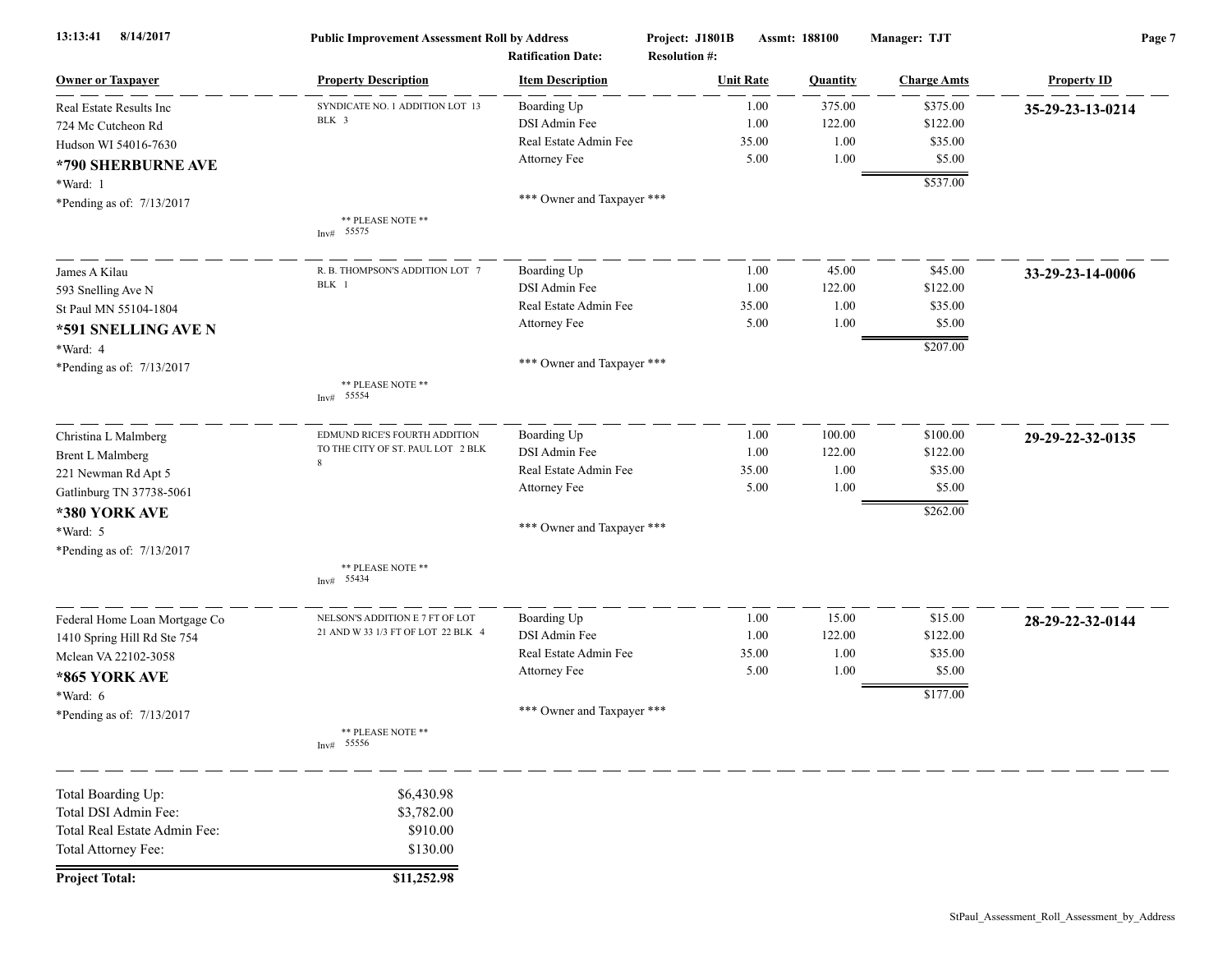**Public Improvement Assessment Roll by Address** | **Project: J1801B** | **Assmt: 188100** | **Manager: TJT**

**Ratification Date:** | **Resolution #:**

| Owner or Taxpayer | Property Description | Item Description | Unit Rate | Quantity | Charge Amts | Property ID |
|---|---|---|---|---|---|---|
| Real Estate Results Inc<br>724 Mc Cutcheon Rd<br>Hudson WI 54016-7630<br>**\*790 SHERBURNE AVE**<br>\*Ward: 1<br>\*Pending as of: 7/13/2017 | SYNDICATE NO. 1 ADDITION LOT 13 BLK 3<br>** PLEASE NOTE **<br>Inv# 55575 | Boarding Up<br>DSI Admin Fee<br>Real Estate Admin Fee<br>Attorney Fee<br>\*\*\* Owner and Taxpayer \*\*\* | 1.00<br>1.00<br>35.00<br>5.00 | 375.00<br>122.00<br>1.00<br>1.00 | \$375.00<br>\$122.00<br>\$35.00<br>\$5.00<br>**\$537.00** | **35-29-23-13-0214** |
| James A Kilau<br>593 Snelling Ave N<br>St Paul MN 55104-1804<br>**\*591 SNELLING AVE N**<br>\*Ward: 4<br>\*Pending as of: 7/13/2017 | R. B. THOMPSON'S ADDITION LOT 7 BLK 1<br>** PLEASE NOTE **<br>Inv# 55554 | Boarding Up<br>DSI Admin Fee<br>Real Estate Admin Fee<br>Attorney Fee<br>\*\*\* Owner and Taxpayer \*\*\* | 1.00<br>1.00<br>35.00<br>5.00 | 45.00<br>122.00<br>1.00<br>1.00 | \$45.00<br>\$122.00<br>\$35.00<br>\$5.00<br>**\$207.00** | **33-29-23-14-0006** |
| Christina L Malmberg<br>Brent L Malmberg<br>221 Newman Rd Apt 5<br>Gatlinburg TN 37738-5061<br>**\*380 YORK AVE**<br>\*Ward: 5<br>\*Pending as of: 7/13/2017 | EDMUND RICE'S FOURTH ADDITION TO THE CITY OF ST. PAUL LOT 2 BLK 8<br>** PLEASE NOTE **<br>Inv# 55434 | Boarding Up<br>DSI Admin Fee<br>Real Estate Admin Fee<br>Attorney Fee<br>\*\*\* Owner and Taxpayer \*\*\* | 1.00<br>1.00<br>35.00<br>5.00 | 100.00<br>122.00<br>1.00<br>1.00 | \$100.00<br>\$122.00<br>\$35.00<br>\$5.00<br>**\$262.00** | **29-29-22-32-0135** |
| Federal Home Loan Mortgage Co<br>1410 Spring Hill Rd Ste 754<br>Mclean VA 22102-3058<br>**\*865 YORK AVE**<br>\*Ward: 6<br>\*Pending as of: 7/13/2017 | NELSON'S ADDITION E 7 FT OF LOT 21 AND W 33 1/3 FT OF LOT 22 BLK 4<br>** PLEASE NOTE **<br>Inv# 55556 | Boarding Up<br>DSI Admin Fee<br>Real Estate Admin Fee<br>Attorney Fee<br>\*\*\* Owner and Taxpayer \*\*\* | 1.00<br>1.00<br>35.00<br>5.00 | 15.00<br>122.00<br>1.00<br>1.00 | \$15.00<br>\$122.00<br>\$35.00<br>\$5.00<br>**\$177.00** | **28-29-22-32-0144** |

| | |
|---|---|
| Total Boarding Up: | \$6,430.98 |
| Total DSI Admin Fee: | \$3,782.00 |
| Total Real Estate Admin Fee: | \$910.00 |
| Total Attorney Fee: | \$130.00 |
| **Project Total:** | **\$11,252.98** |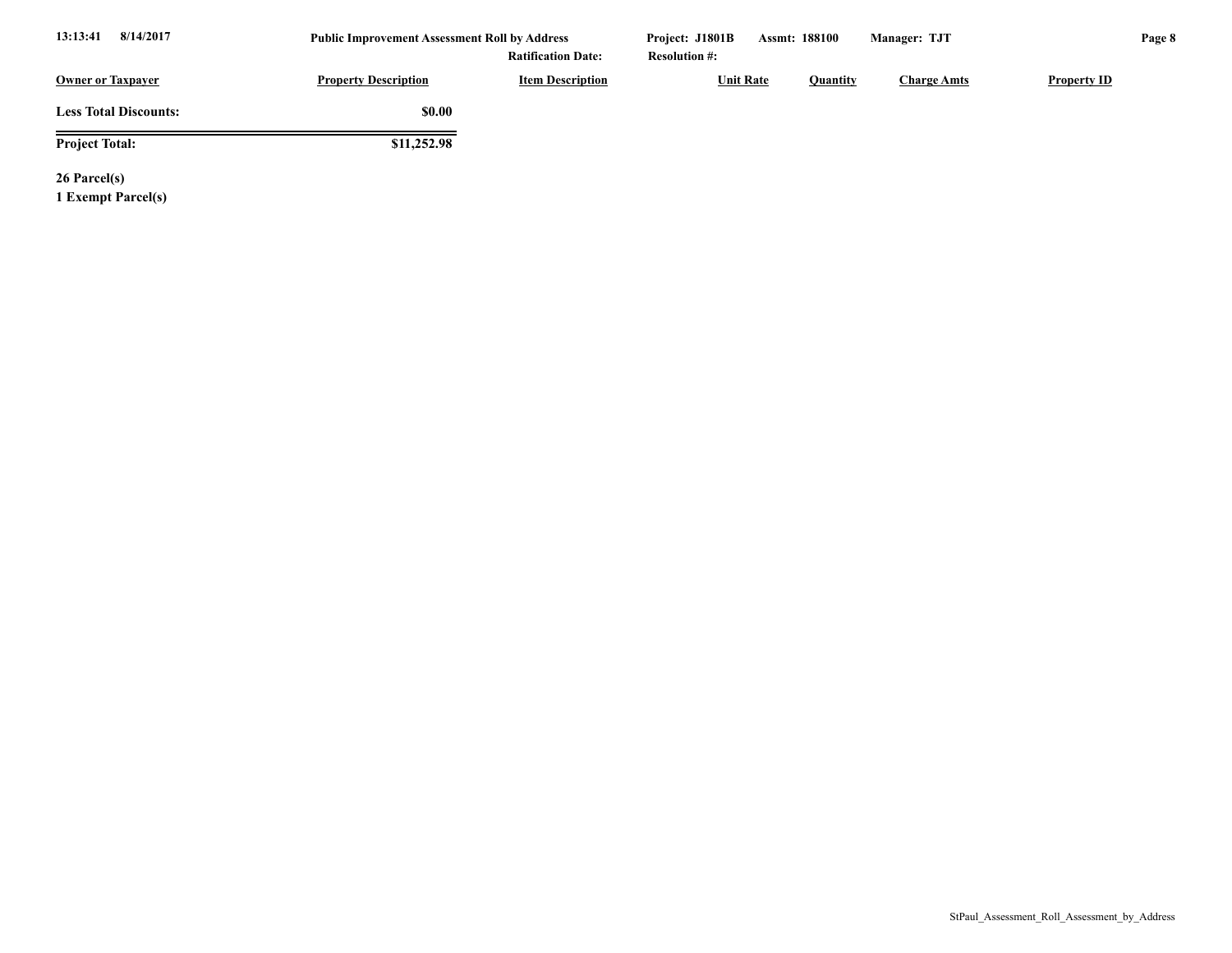| Owner or Taxpayer | Property Description | Item Description | Unit Rate | Quantity | Charge Amts | Property ID |
|---|---|---|---|---|---|---|
| **Less Total Discounts:** | **$0.00** | | | | | |
| **Project Total:** | **$11,252.98** | | | | | |

**26 Parcel(s)**

**1 Exempt Parcel(s)**